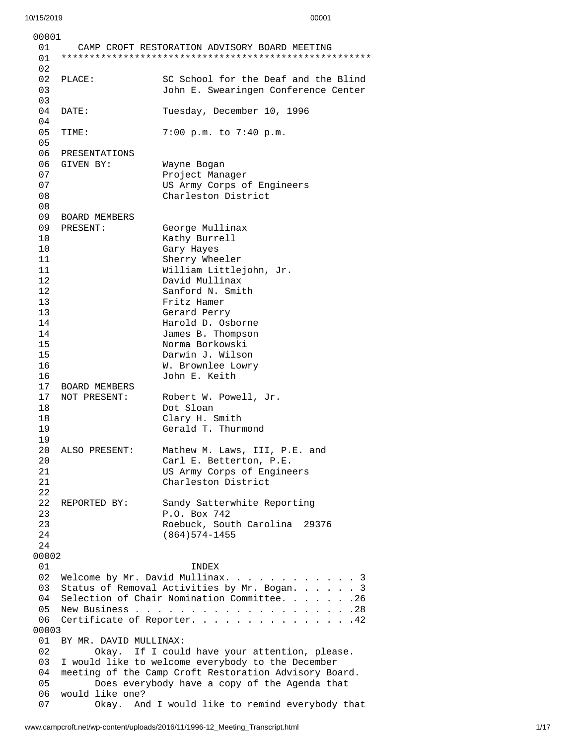00001

01 CAMP CROFT RESTORATION ADVISORY BOARD MEETING

01 *****************************************************

02

02 PLACE: SC School for the Deaf and the Blind

03 John E. Swearingen Conference Center

03

04 DATE: Tuesday, December 10, 1996

04

05 TIME: 7:00 p.m. to 7:40 p.m.

05

06 PRESENTATIONS

06 GIVEN BY: Wayne Bogan

07 Project Manager

07 US Army Corps of Engineers

08 Charleston District

08

09 BOARD MEMBERS

09 PRESENT: George Mullinax

10 Kathy Burrell

10 Gary Hayes

11 Sherry Wheeler

11 William Littlejohn, Jr.

12 David Mullinax

12 Sanford N. Smith

13 Fritz Hamer

13 Gerard Perry

14 Harold D. Osborne

14 James B. Thompson

15 Norma Borkowski

15 Darwin J. Wilson

16 W. Brownlee Lowry

16 John E. Keith

17 BOARD MEMBERS

17 NOT PRESENT: Robert W. Powell, Jr.

18 Dot Sloan

18 Clary H. Smith

19 Gerald T. Thurmond

19

20 ALSO PRESENT: Mathew M. Laws, III, P.E. and

20 Carl E. Betterton, P.E.

21 US Army Corps of Engineers

21 Charleston District

22

22 REPORTED BY: Sandy Satterwhite Reporting

23 P.O. Box 742

23 Roebuck, South Carolina 29376

24 (864)574-1455

24

00002

01 INDEX

02 Welcome by Mr. David Mullinax. . . . . . . . . . . . 3

03 Status of Removal Activities by Mr. Bogan. . . . . . 3

04 Selection of Chair Nomination Committee. . . . . . .26

05 New Business . . . . . . . . . . . . . . . . . . . .28

06 Certificate of Reporter. . . . . . . . . . . . . . .42

00003

01 BY MR. DAVID MULLINAX:

02 Okay. If I could have your attention, please.

03 I would like to welcome everybody to the December

04 meeting of the Camp Croft Restoration Advisory Board.

05 Does everybody have a copy of the Agenda that

06 would like one?

07 Okay. And I would like to remind everybody that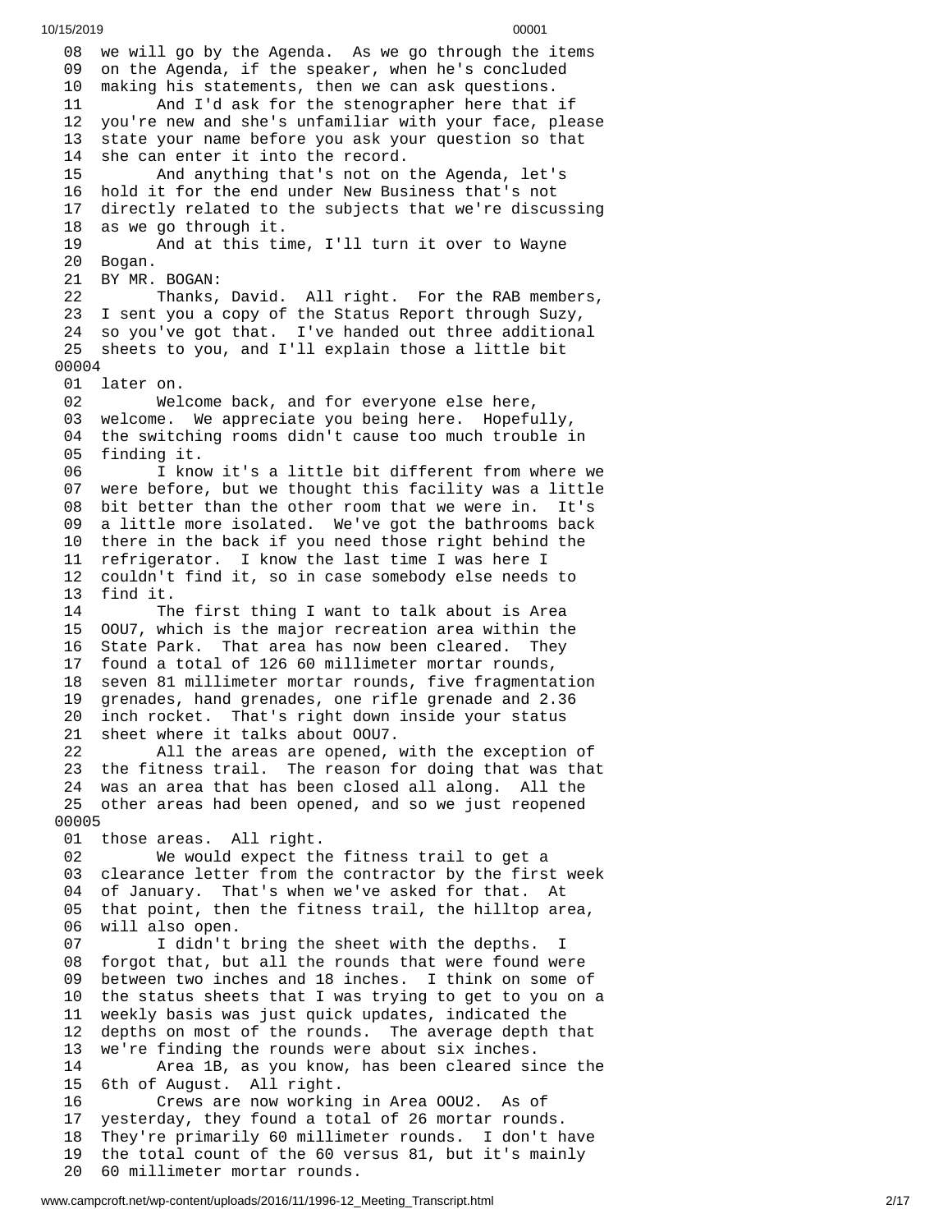08 we will go by the Agenda. As we go through the items
09 on the Agenda, if the speaker, when he's concluded
10 making his statements, then we can ask questions.
11 And I'd ask for the stenographer here that if
12 you're new and she's unfamiliar with your face, please
13 state your name before you ask your question so that
14 she can enter it into the record.
15 And anything that's not on the Agenda, let's
16 hold it for the end under New Business that's not
17 directly related to the subjects that we're discussing
18 as we go through it.
19 And at this time, I'll turn it over to Wayne
20 Bogan.
21 BY MR. BOGAN:
22 Thanks, David. All right. For the RAB members,
23 I sent you a copy of the Status Report through Suzy,
24 so you've got that. I've handed out three additional
25 sheets to you, and I'll explain those a little bit

00004

01 later on.
02 Welcome back, and for everyone else here,
03 welcome. We appreciate you being here. Hopefully,
04 the switching rooms didn't cause too much trouble in
05 finding it.
06 I know it's a little bit different from where we
07 were before, but we thought this facility was a little
08 bit better than the other room that we were in. It's
09 a little more isolated. We've got the bathrooms back
10 there in the back if you need those right behind the
11 refrigerator. I know the last time I was here I
12 couldn't find it, so in case somebody else needs to
13 find it.
14 The first thing I want to talk about is Area
15 OOU7, which is the major recreation area within the
16 State Park. That area has now been cleared. They
17 found a total of 126 60 millimeter mortar rounds,
18 seven 81 millimeter mortar rounds, five fragmentation
19 grenades, hand grenades, one rifle grenade and 2.36
20 inch rocket. That's right down inside your status
21 sheet where it talks about OOU7.
22 All the areas are opened, with the exception of
23 the fitness trail. The reason for doing that was that
24 was an area that has been closed all along. All the
25 other areas had been opened, and so we just reopened

00005

01 those areas. All right.
02 We would expect the fitness trail to get a
03 clearance letter from the contractor by the first week
04 of January. That's when we've asked for that. At
05 that point, then the fitness trail, the hilltop area,
06 will also open.
07 I didn't bring the sheet with the depths. I
08 forgot that, but all the rounds that were found were
09 between two inches and 18 inches. I think on some of
10 the status sheets that I was trying to get to you on a
11 weekly basis was just quick updates, indicated the
12 depths on most of the rounds. The average depth that
13 we're finding the rounds were about six inches.
14 Area 1B, as you know, has been cleared since the
15 6th of August. All right.
16 Crews are now working in Area OOU2. As of
17 yesterday, they found a total of 26 mortar rounds.
18 They're primarily 60 millimeter rounds. I don't have
19 the total count of the 60 versus 81, but it's mainly
20 60 millimeter mortar rounds.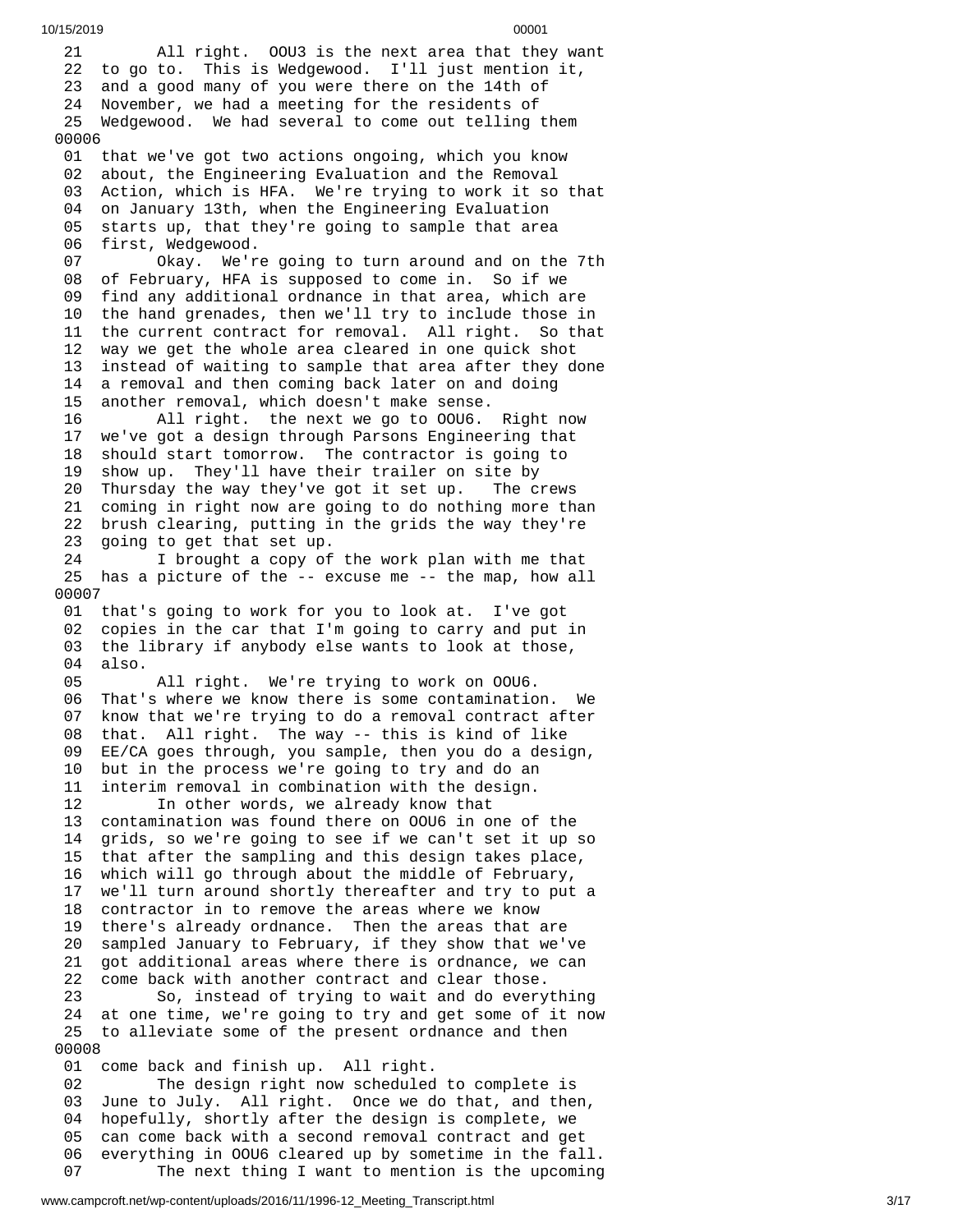21 All right. OOU3 is the next area that they want
22 to go to. This is Wedgewood. I'll just mention it,
23 and a good many of you were there on the 14th of
24 November, we had a meeting for the residents of
25 Wedgewood. We had several to come out telling them

00006

01 that we've got two actions ongoing, which you know
02 about, the Engineering Evaluation and the Removal
03 Action, which is HFA. We're trying to work it so that
04 on January 13th, when the Engineering Evaluation
05 starts up, that they're going to sample that area
06 first, Wedgewood.
07 Okay. We're going to turn around and on the 7th
08 of February, HFA is supposed to come in. So if we
09 find any additional ordnance in that area, which are
10 the hand grenades, then we'll try to include those in
11 the current contract for removal. All right. So that
12 way we get the whole area cleared in one quick shot
13 instead of waiting to sample that area after they done
14 a removal and then coming back later on and doing
15 another removal, which doesn't make sense.
16 All right. the next we go to OOU6. Right now
17 we've got a design through Parsons Engineering that
18 should start tomorrow. The contractor is going to
19 show up. They'll have their trailer on site by
20 Thursday the way they've got it set up. The crews
21 coming in right now are going to do nothing more than
22 brush clearing, putting in the grids the way they're
23 going to get that set up.
24 I brought a copy of the work plan with me that
25 has a picture of the -- excuse me -- the map, how all

00007

01 that's going to work for you to look at. I've got
02 copies in the car that I'm going to carry and put in
03 the library if anybody else wants to look at those,
04 also.
05 All right. We're trying to work on OOU6.
06 That's where we know there is some contamination. We
07 know that we're trying to do a removal contract after
08 that. All right. The way -- this is kind of like
09 EE/CA goes through, you sample, then you do a design,
10 but in the process we're going to try and do an
11 interim removal in combination with the design.
12 In other words, we already know that
13 contamination was found there on OOU6 in one of the
14 grids, so we're going to see if we can't set it up so
15 that after the sampling and this design takes place,
16 which will go through about the middle of February,
17 we'll turn around shortly thereafter and try to put a
18 contractor in to remove the areas where we know
19 there's already ordnance. Then the areas that are
20 sampled January to February, if they show that we've
21 got additional areas where there is ordnance, we can
22 come back with another contract and clear those.
23 So, instead of trying to wait and do everything
24 at one time, we're going to try and get some of it now
25 to alleviate some of the present ordnance and then

00008

01 come back and finish up. All right.
02 The design right now scheduled to complete is
03 June to July. All right. Once we do that, and then,
04 hopefully, shortly after the design is complete, we
05 can come back with a second removal contract and get
06 everything in OOU6 cleared up by sometime in the fall.
07 The next thing I want to mention is the upcoming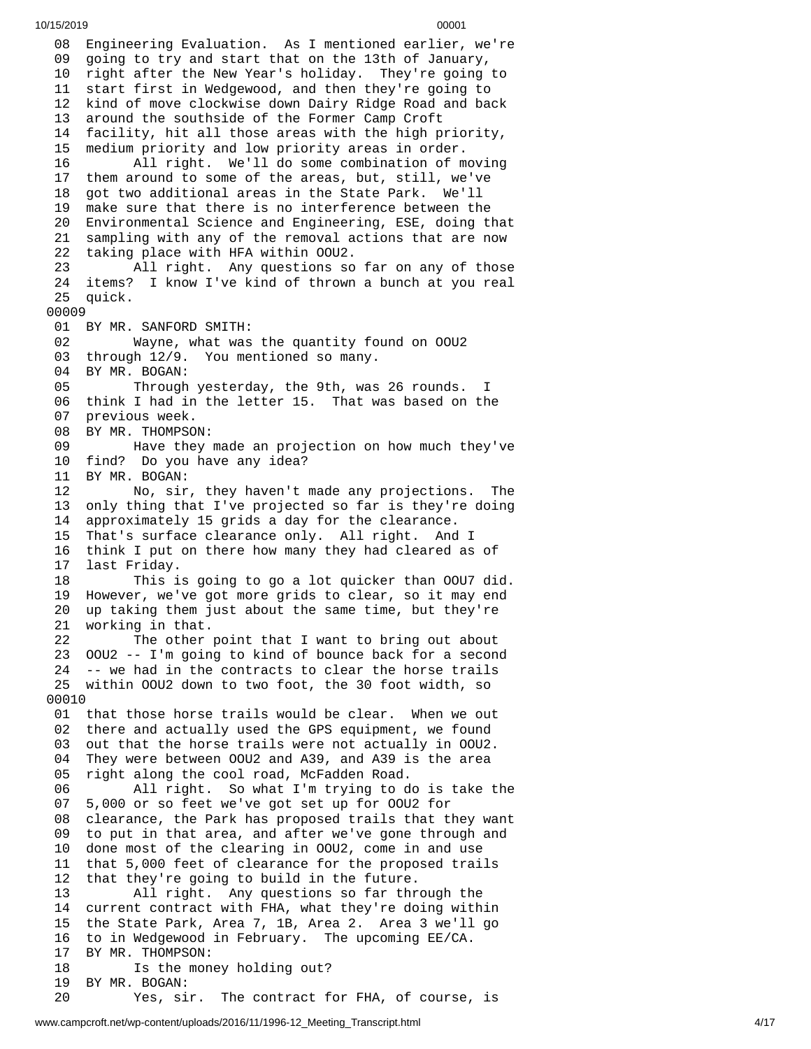08 Engineering Evaluation. As I mentioned earlier, we're
09 going to try and start that on the 13th of January,
10 right after the New Year's holiday. They're going to
11 start first in Wedgewood, and then they're going to
12 kind of move clockwise down Dairy Ridge Road and back
13 around the southside of the Former Camp Croft
14 facility, hit all those areas with the high priority,
15 medium priority and low priority areas in order.
16 All right. We'll do some combination of moving
17 them around to some of the areas, but, still, we've
18 got two additional areas in the State Park. We'll
19 make sure that there is no interference between the
20 Environmental Science and Engineering, ESE, doing that
21 sampling with any of the removal actions that are now
22 taking place with HFA within OOU2.
23 All right. Any questions so far on any of those
24 items? I know I've kind of thrown a bunch at you real
25 quick.

00009

01 BY MR. SANFORD SMITH:
02 Wayne, what was the quantity found on OOU2
03 through 12/9. You mentioned so many.
04 BY MR. BOGAN:
05 Through yesterday, the 9th, was 26 rounds. I
06 think I had in the letter 15. That was based on the
07 previous week.
08 BY MR. THOMPSON:
09 Have they made an projection on how much they've
10 find? Do you have any idea?
11 BY MR. BOGAN:
12 No, sir, they haven't made any projections. The
13 only thing that I've projected so far is they're doing
14 approximately 15 grids a day for the clearance.
15 That's surface clearance only. All right. And I
16 think I put on there how many they had cleared as of
17 last Friday.
18 This is going to go a lot quicker than OOU7 did.
19 However, we've got more grids to clear, so it may end
20 up taking them just about the same time, but they're
21 working in that.
22 The other point that I want to bring out about
23 OOU2 -- I'm going to kind of bounce back for a second
24 -- we had in the contracts to clear the horse trails
25 within OOU2 down to two foot, the 30 foot width, so

00010

01 that those horse trails would be clear. When we out
02 there and actually used the GPS equipment, we found
03 out that the horse trails were not actually in OOU2.
04 They were between OOU2 and A39, and A39 is the area
05 right along the cool road, McFadden Road.
06 All right. So what I'm trying to do is take the
07 5,000 or so feet we've got set up for OOU2 for
08 clearance, the Park has proposed trails that they want
09 to put in that area, and after we've gone through and
10 done most of the clearing in OOU2, come in and use
11 that 5,000 feet of clearance for the proposed trails
12 that they're going to build in the future.
13 All right. Any questions so far through the
14 current contract with FHA, what they're doing within
15 the State Park, Area 7, 1B, Area 2. Area 3 we'll go
16 to in Wedgewood in February. The upcoming EE/CA.
17 BY MR. THOMPSON:
18 Is the money holding out?
19 BY MR. BOGAN:
20 Yes, sir. The contract for FHA, of course, is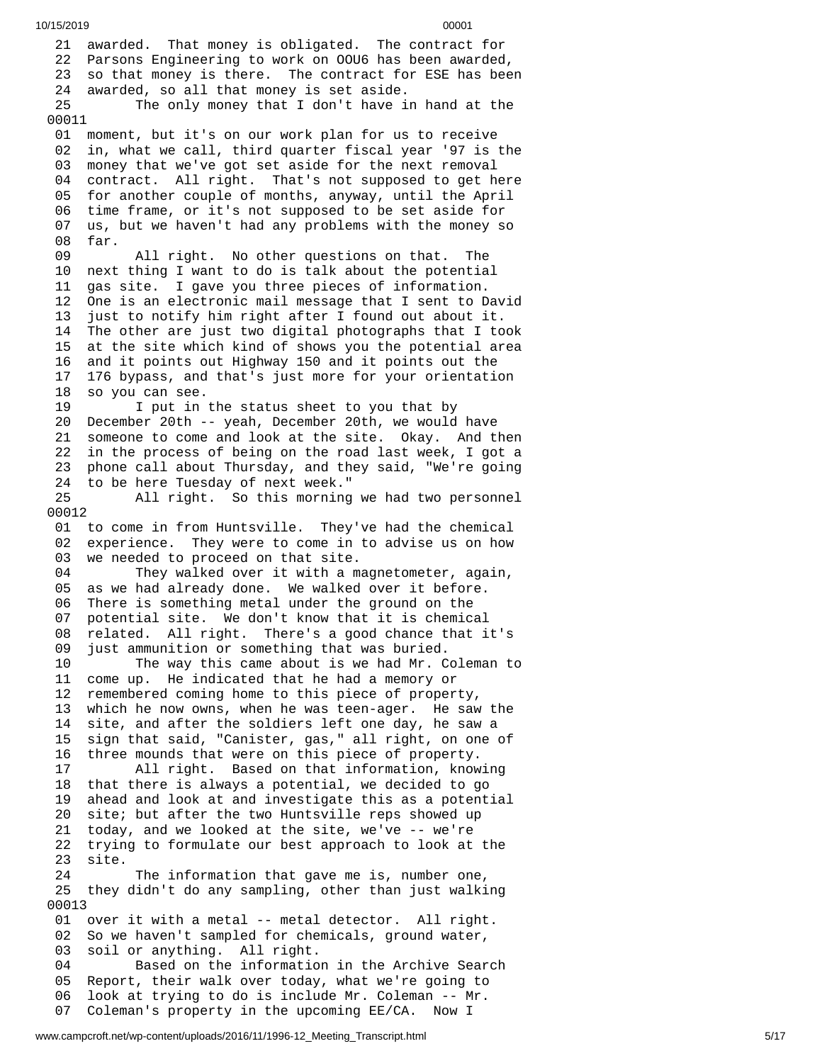21 awarded. That money is obligated. The contract for
22 Parsons Engineering to work on OOU6 has been awarded,
23 so that money is there. The contract for ESE has been
24 awarded, so all that money is set aside.
25 The only money that I don't have in hand at the

00011

01 moment, but it's on our work plan for us to receive
02 in, what we call, third quarter fiscal year '97 is the
03 money that we've got set aside for the next removal
04 contract. All right. That's not supposed to get here
05 for another couple of months, anyway, until the April
06 time frame, or it's not supposed to be set aside for
07 us, but we haven't had any problems with the money so
08 far.
09 All right. No other questions on that. The
10 next thing I want to do is talk about the potential
11 gas site. I gave you three pieces of information.
12 One is an electronic mail message that I sent to David
13 just to notify him right after I found out about it.
14 The other are just two digital photographs that I took
15 at the site which kind of shows you the potential area
16 and it points out Highway 150 and it points out the
17 176 bypass, and that's just more for your orientation
18 so you can see.
19 I put in the status sheet to you that by
20 December 20th -- yeah, December 20th, we would have
21 someone to come and look at the site. Okay. And then
22 in the process of being on the road last week, I got a
23 phone call about Thursday, and they said, "We're going
24 to be here Tuesday of next week."
25 All right. So this morning we had two personnel

00012

01 to come in from Huntsville. They've had the chemical
02 experience. They were to come in to advise us on how
03 we needed to proceed on that site.
04 They walked over it with a magnetometer, again,
05 as we had already done. We walked over it before.
06 There is something metal under the ground on the
07 potential site. We don't know that it is chemical
08 related. All right. There's a good chance that it's
09 just ammunition or something that was buried.
10 The way this came about is we had Mr. Coleman to
11 come up. He indicated that he had a memory or
12 remembered coming home to this piece of property,
13 which he now owns, when he was teen-ager. He saw the
14 site, and after the soldiers left one day, he saw a
15 sign that said, "Canister, gas," all right, on one of
16 three mounds that were on this piece of property.
17 All right. Based on that information, knowing
18 that there is always a potential, we decided to go
19 ahead and look at and investigate this as a potential
20 site; but after the two Huntsville reps showed up
21 today, and we looked at the site, we've -- we're
22 trying to formulate our best approach to look at the
23 site.
24 The information that gave me is, number one,
25 they didn't do any sampling, other than just walking

00013

01 over it with a metal -- metal detector. All right.
02 So we haven't sampled for chemicals, ground water,
03 soil or anything. All right.
04 Based on the information in the Archive Search
05 Report, their walk over today, what we're going to
06 look at trying to do is include Mr. Coleman -- Mr.
07 Coleman's property in the upcoming EE/CA. Now I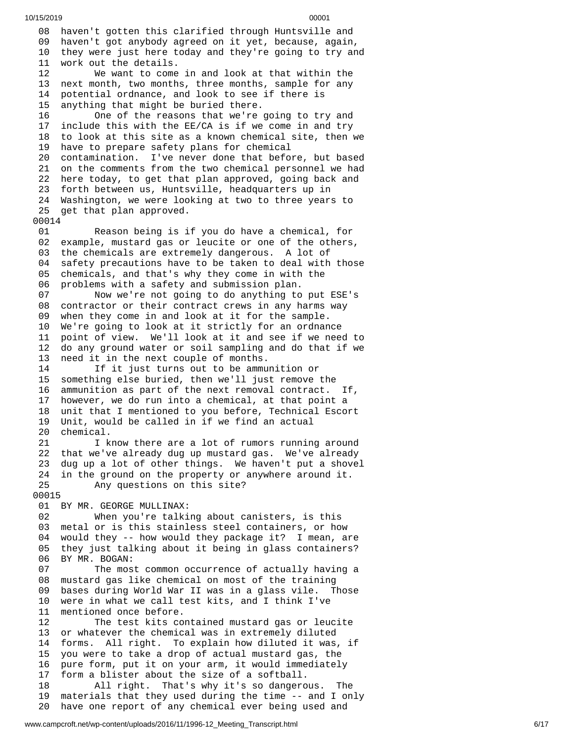08 haven't gotten this clarified through Huntsville and
09 haven't got anybody agreed on it yet, because, again,
10 they were just here today and they're going to try and
11 work out the details.
12 We want to come in and look at that within the
13 next month, two months, three months, sample for any
14 potential ordnance, and look to see if there is
15 anything that might be buried there.
16 One of the reasons that we're going to try and
17 include this with the EE/CA is if we come in and try
18 to look at this site as a known chemical site, then we
19 have to prepare safety plans for chemical
20 contamination. I've never done that before, but based
21 on the comments from the two chemical personnel we had
22 here today, to get that plan approved, going back and
23 forth between us, Huntsville, headquarters up in
24 Washington, we were looking at two to three years to
25 get that plan approved.

00014

01 Reason being is if you do have a chemical, for
02 example, mustard gas or leucite or one of the others,
03 the chemicals are extremely dangerous. A lot of
04 safety precautions have to be taken to deal with those
05 chemicals, and that's why they come in with the
06 problems with a safety and submission plan.
07 Now we're not going to do anything to put ESE's
08 contractor or their contract crews in any harms way
09 when they come in and look at it for the sample.
10 We're going to look at it strictly for an ordnance
11 point of view. We'll look at it and see if we need to
12 do any ground water or soil sampling and do that if we
13 need it in the next couple of months.
14 If it just turns out to be ammunition or
15 something else buried, then we'll just remove the
16 ammunition as part of the next removal contract. If,
17 however, we do run into a chemical, at that point a
18 unit that I mentioned to you before, Technical Escort
19 Unit, would be called in if we find an actual
20 chemical.
21 I know there are a lot of rumors running around
22 that we've already dug up mustard gas. We've already
23 dug up a lot of other things. We haven't put a shovel
24 in the ground on the property or anywhere around it.
25 Any questions on this site?

00015

01 BY MR. GEORGE MULLINAX:
02 When you're talking about canisters, is this
03 metal or is this stainless steel containers, or how
04 would they -- how would they package it? I mean, are
05 they just talking about it being in glass containers?
06 BY MR. BOGAN:
07 The most common occurrence of actually having a
08 mustard gas like chemical on most of the training
09 bases during World War II was in a glass vile. Those
10 were in what we call test kits, and I think I've
11 mentioned once before.
12 The test kits contained mustard gas or leucite
13 or whatever the chemical was in extremely diluted
14 forms. All right. To explain how diluted it was, if
15 you were to take a drop of actual mustard gas, the
16 pure form, put it on your arm, it would immediately
17 form a blister about the size of a softball.
18 All right. That's why it's so dangerous. The
19 materials that they used during the time -- and I only
20 have one report of any chemical ever being used and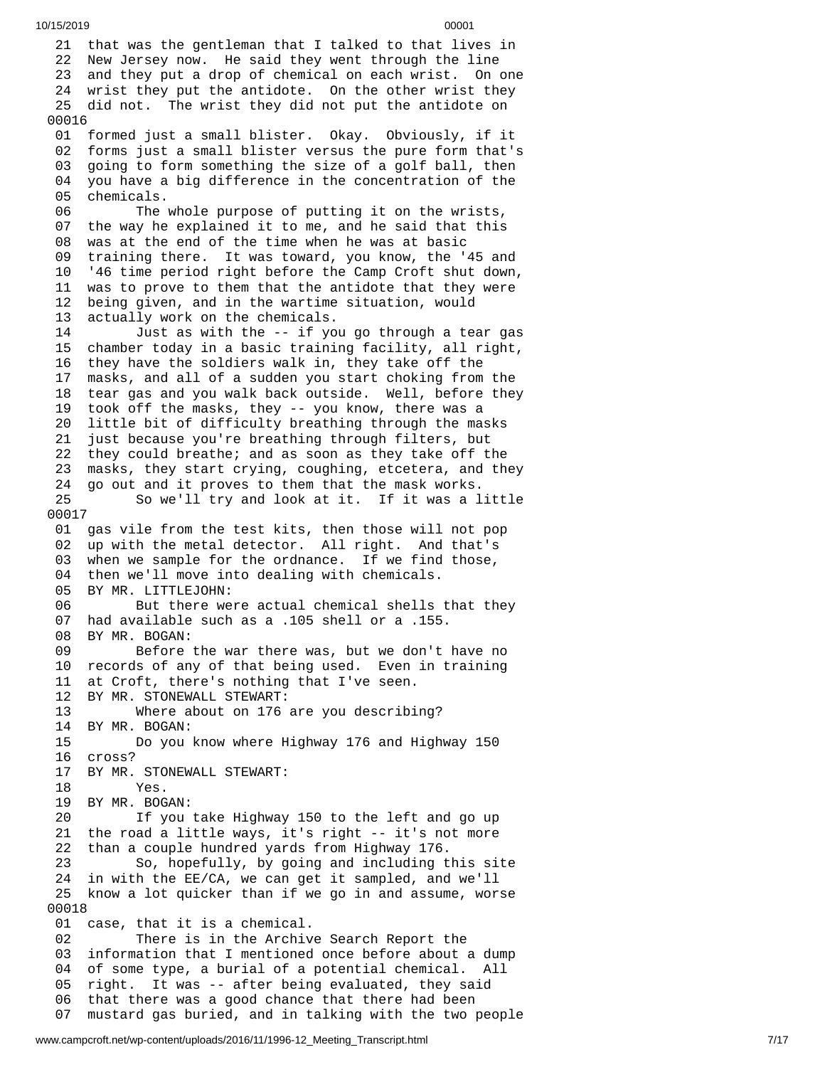21 that was the gentleman that I talked to that lives in
22 New Jersey now. He said they went through the line
23 and they put a drop of chemical on each wrist. On one
24 wrist they put the antidote. On the other wrist they
25 did not. The wrist they did not put the antidote on

00016

01 formed just a small blister. Okay. Obviously, if it
02 forms just a small blister versus the pure form that's
03 going to form something the size of a golf ball, then
04 you have a big difference in the concentration of the
05 chemicals.
06 The whole purpose of putting it on the wrists,
07 the way he explained it to me, and he said that this
08 was at the end of the time when he was at basic
09 training there. It was toward, you know, the '45 and
10 '46 time period right before the Camp Croft shut down,
11 was to prove to them that the antidote that they were
12 being given, and in the wartime situation, would
13 actually work on the chemicals.
14 Just as with the -- if you go through a tear gas
15 chamber today in a basic training facility, all right,
16 they have the soldiers walk in, they take off the
17 masks, and all of a sudden you start choking from the
18 tear gas and you walk back outside. Well, before they
19 took off the masks, they -- you know, there was a
20 little bit of difficulty breathing through the masks
21 just because you're breathing through filters, but
22 they could breathe; and as soon as they take off the
23 masks, they start crying, coughing, etcetera, and they
24 go out and it proves to them that the mask works.
25 So we'll try and look at it. If it was a little

00017

01 gas vile from the test kits, then those will not pop
02 up with the metal detector. All right. And that's
03 when we sample for the ordnance. If we find those,
04 then we'll move into dealing with chemicals.
05 BY MR. LITTLEJOHN:
06 But there were actual chemical shells that they
07 had available such as a .105 shell or a .155.
08 BY MR. BOGAN:
09 Before the war there was, but we don't have no
10 records of any of that being used. Even in training
11 at Croft, there's nothing that I've seen.
12 BY MR. STONEWALL STEWART:
13 Where about on 176 are you describing?
14 BY MR. BOGAN:
15 Do you know where Highway 176 and Highway 150
16 cross?
17 BY MR. STONEWALL STEWART:
18 Yes.
19 BY MR. BOGAN:
20 If you take Highway 150 to the left and go up
21 the road a little ways, it's right -- it's not more
22 than a couple hundred yards from Highway 176.
23 So, hopefully, by going and including this site
24 in with the EE/CA, we can get it sampled, and we'll
25 know a lot quicker than if we go in and assume, worse

00018

01 case, that it is a chemical.
02 There is in the Archive Search Report the
03 information that I mentioned once before about a dump
04 of some type, a burial of a potential chemical. All
05 right. It was -- after being evaluated, they said
06 that there was a good chance that there had been
07 mustard gas buried, and in talking with the two people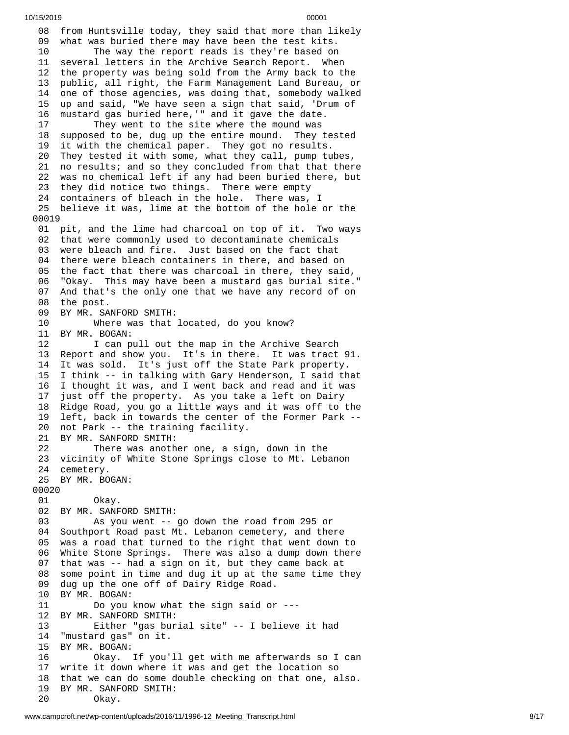```
 08  from Huntsville today, they said that more than likely
 09  what was buried there may have been the test kits.
 10        The way the report reads is they're based on
 11  several letters in the Archive Search Report.  When
 12  the property was being sold from the Army back to the
 13  public, all right, the Farm Management Land Bureau, or
 14  one of those agencies, was doing that, somebody walked
 15  up and said, "We have seen a sign that said, 'Drum of
 16  mustard gas buried here,'" and it gave the date.
 17        They went to the site where the mound was
 18  supposed to be, dug up the entire mound.  They tested
 19  it with the chemical paper.  They got no results.
 20  They tested it with some, what they call, pump tubes,
 21  no results; and so they concluded from that that there
 22  was no chemical left if any had been buried there, but
 23  they did notice two things.  There were empty
 24  containers of bleach in the hole.  There was, I
 25  believe it was, lime at the bottom of the hole or the
00019
 01  pit, and the lime had charcoal on top of it.  Two ways
 02  that were commonly used to decontaminate chemicals
 03  were bleach and fire.  Just based on the fact that
 04  there were bleach containers in there, and based on
 05  the fact that there was charcoal in there, they said,
 06  "Okay.  This may have been a mustard gas burial site."
 07  And that's the only one that we have any record of on
 08  the post.
 09  BY MR. SANFORD SMITH:
 10        Where was that located, do you know?
 11  BY MR. BOGAN:
 12        I can pull out the map in the Archive Search
 13  Report and show you.  It's in there.  It was tract 91.
 14  It was sold.  It's just off the State Park property.
 15  I think -- in talking with Gary Henderson, I said that
 16  I thought it was, and I went back and read and it was
 17  just off the property.  As you take a left on Dairy
 18  Ridge Road, you go a little ways and it was off to the
 19  left, back in towards the center of the Former Park --
 20  not Park -- the training facility.
 21  BY MR. SANFORD SMITH:
 22        There was another one, a sign, down in the
 23  vicinity of White Stone Springs close to Mt. Lebanon
 24  cemetery.
 25  BY MR. BOGAN:
00020
 01        Okay.
 02  BY MR. SANFORD SMITH:
 03        As you went -- go down the road from 295 or
 04  Southport Road past Mt. Lebanon cemetery, and there
 05  was a road that turned to the right that went down to
 06  White Stone Springs.  There was also a dump down there
 07  that was -- had a sign on it, but they came back at
 08  some point in time and dug it up at the same time they
 09  dug up the one off of Dairy Ridge Road.
 10  BY MR. BOGAN:
 11        Do you know what the sign said or ---
 12  BY MR. SANFORD SMITH:
 13        Either "gas burial site" -- I believe it had
 14  "mustard gas" on it.
 15  BY MR. BOGAN:
 16        Okay.  If you'll get with me afterwards so I can
 17  write it down where it was and get the location so
 18  that we can do some double checking on that one, also.
 19  BY MR. SANFORD SMITH:
 20        Okay.
```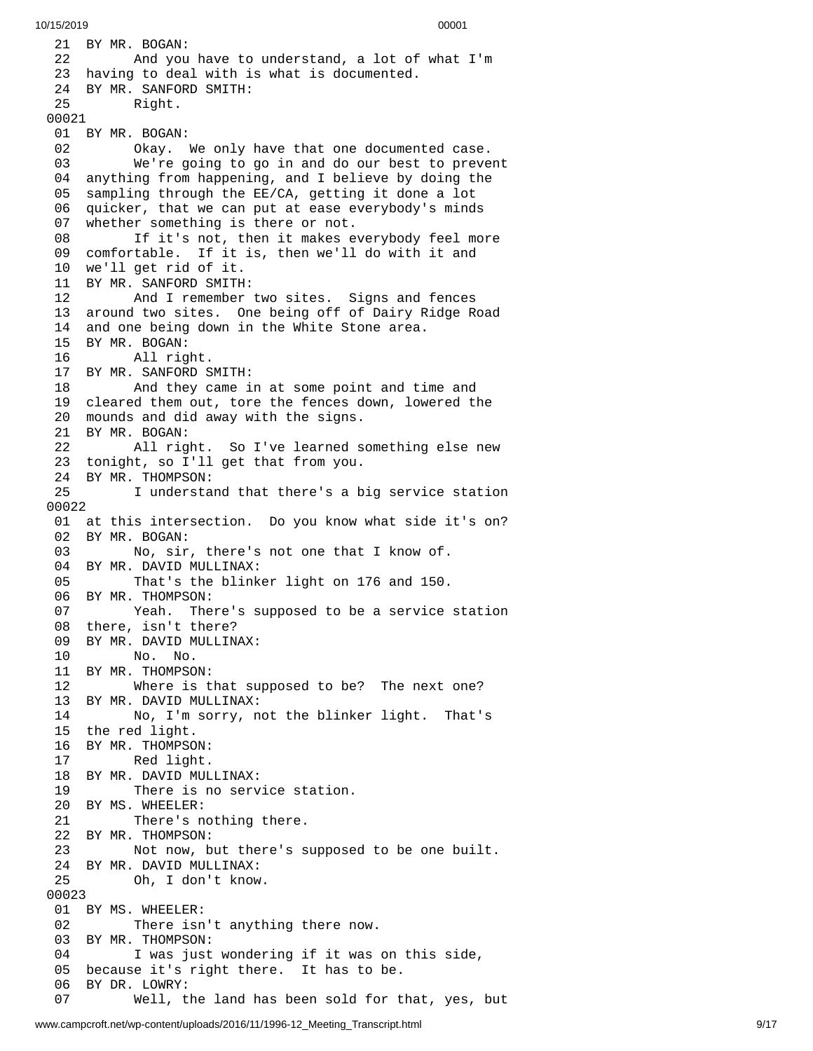21 BY MR. BOGAN:
22 And you have to understand, a lot of what I'm
23 having to deal with is what is documented.
24 BY MR. SANFORD SMITH:
25 Right.
00021
01 BY MR. BOGAN:
02 Okay. We only have that one documented case.
03 We're going to go in and do our best to prevent
04 anything from happening, and I believe by doing the
05 sampling through the EE/CA, getting it done a lot
06 quicker, that we can put at ease everybody's minds
07 whether something is there or not.
08 If it's not, then it makes everybody feel more
09 comfortable. If it is, then we'll do with it and
10 we'll get rid of it.
11 BY MR. SANFORD SMITH:
12 And I remember two sites. Signs and fences
13 around two sites. One being off of Dairy Ridge Road
14 and one being down in the White Stone area.
15 BY MR. BOGAN:
16 All right.
17 BY MR. SANFORD SMITH:
18 And they came in at some point and time and
19 cleared them out, tore the fences down, lowered the
20 mounds and did away with the signs.
21 BY MR. BOGAN:
22 All right. So I've learned something else new
23 tonight, so I'll get that from you.
24 BY MR. THOMPSON:
25 I understand that there's a big service station
00022
01 at this intersection. Do you know what side it's on?
02 BY MR. BOGAN:
03 No, sir, there's not one that I know of.
04 BY MR. DAVID MULLINAX:
05 That's the blinker light on 176 and 150.
06 BY MR. THOMPSON:
07 Yeah. There's supposed to be a service station
08 there, isn't there?
09 BY MR. DAVID MULLINAX:
10 No. No.
11 BY MR. THOMPSON:
12 Where is that supposed to be? The next one?
13 BY MR. DAVID MULLINAX:
14 No, I'm sorry, not the blinker light. That's
15 the red light.
16 BY MR. THOMPSON:
17 Red light.
18 BY MR. DAVID MULLINAX:
19 There is no service station.
20 BY MS. WHEELER:
21 There's nothing there.
22 BY MR. THOMPSON:
23 Not now, but there's supposed to be one built.
24 BY MR. DAVID MULLINAX:
25 Oh, I don't know.
00023
01 BY MS. WHEELER:
02 There isn't anything there now.
03 BY MR. THOMPSON:
04 I was just wondering if it was on this side,
05 because it's right there. It has to be.
06 BY DR. LOWRY:
07 Well, the land has been sold for that, yes, but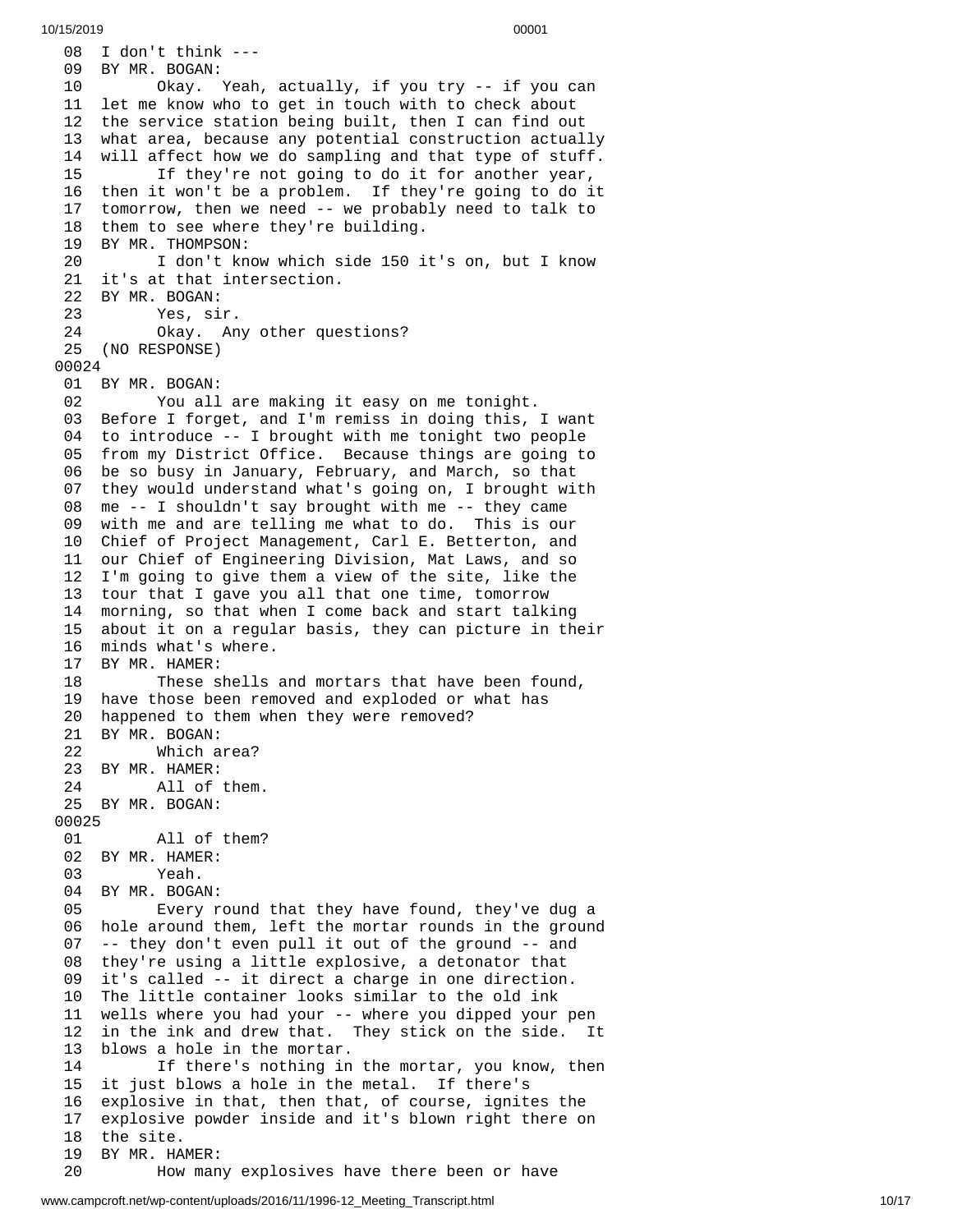```
 08  I don't think ---
 09  BY MR. BOGAN:
 10        Okay.  Yeah, actually, if you try -- if you can
 11  let me know who to get in touch with to check about
 12  the service station being built, then I can find out
 13  what area, because any potential construction actually
 14  will affect how we do sampling and that type of stuff.
 15        If they're not going to do it for another year,
 16  then it won't be a problem.  If they're going to do it
 17  tomorrow, then we need -- we probably need to talk to
 18  them to see where they're building.
 19  BY MR. THOMPSON:
 20        I don't know which side 150 it's on, but I know
 21  it's at that intersection.
 22  BY MR. BOGAN:
 23        Yes, sir.
 24        Okay.  Any other questions?
 25  (NO RESPONSE)
00024
 01  BY MR. BOGAN:
 02        You all are making it easy on me tonight.
 03  Before I forget, and I'm remiss in doing this, I want
 04  to introduce -- I brought with me tonight two people
 05  from my District Office.  Because things are going to
 06  be so busy in January, February, and March, so that
 07  they would understand what's going on, I brought with
 08  me -- I shouldn't say brought with me -- they came
 09  with me and are telling me what to do.  This is our
 10  Chief of Project Management, Carl E. Betterton, and
 11  our Chief of Engineering Division, Mat Laws, and so
 12  I'm going to give them a view of the site, like the
 13  tour that I gave you all that one time, tomorrow
 14  morning, so that when I come back and start talking
 15  about it on a regular basis, they can picture in their
 16  minds what's where.
 17  BY MR. HAMER:
 18        These shells and mortars that have been found,
 19  have those been removed and exploded or what has
 20  happened to them when they were removed?
 21  BY MR. BOGAN:
 22        Which area?
 23  BY MR. HAMER:
 24        All of them.
 25  BY MR. BOGAN:
00025
 01        All of them?
 02  BY MR. HAMER:
 03        Yeah.
 04  BY MR. BOGAN:
 05        Every round that they have found, they've dug a
 06  hole around them, left the mortar rounds in the ground
 07  -- they don't even pull it out of the ground -- and
 08  they're using a little explosive, a detonator that
 09  it's called -- it direct a charge in one direction.
 10  The little container looks similar to the old ink
 11  wells where you had your -- where you dipped your pen
 12  in the ink and drew that.  They stick on the side.  It
 13  blows a hole in the mortar.
 14        If there's nothing in the mortar, you know, then
 15  it just blows a hole in the metal.  If there's
 16  explosive in that, then that, of course, ignites the
 17  explosive powder inside and it's blown right there on
 18  the site.
 19  BY MR. HAMER:
 20        How many explosives have there been or have
```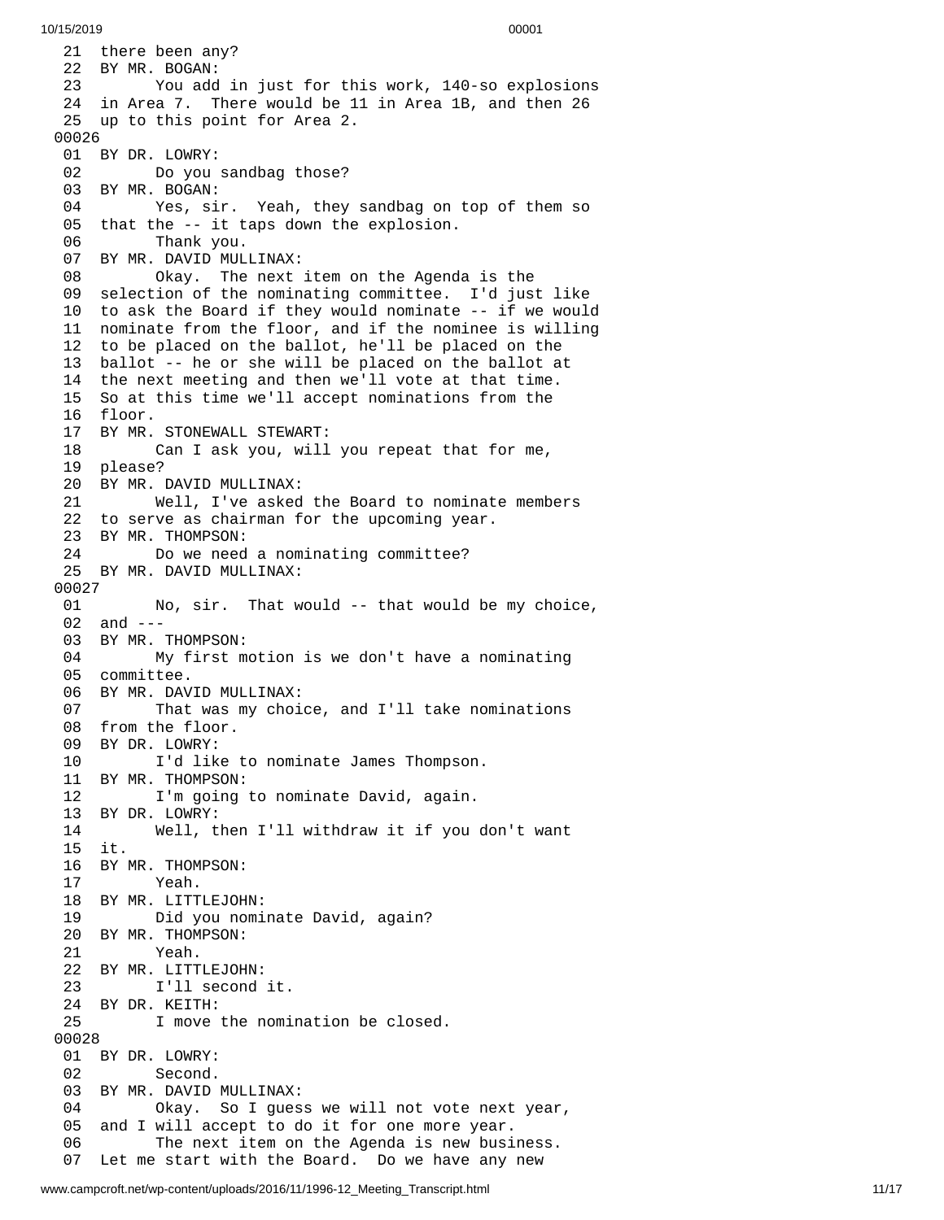21 there been any?
22 BY MR. BOGAN:
23 You add in just for this work, 140-so explosions
24 in Area 7. There would be 11 in Area 1B, and then 26
25 up to this point for Area 2.
00026
01 BY DR. LOWRY:
02 Do you sandbag those?
03 BY MR. BOGAN:
04 Yes, sir. Yeah, they sandbag on top of them so
05 that the -- it taps down the explosion.
06 Thank you.
07 BY MR. DAVID MULLINAX:
08 Okay. The next item on the Agenda is the
09 selection of the nominating committee. I'd just like
10 to ask the Board if they would nominate -- if we would
11 nominate from the floor, and if the nominee is willing
12 to be placed on the ballot, he'll be placed on the
13 ballot -- he or she will be placed on the ballot at
14 the next meeting and then we'll vote at that time.
15 So at this time we'll accept nominations from the
16 floor.
17 BY MR. STONEWALL STEWART:
18 Can I ask you, will you repeat that for me,
19 please?
20 BY MR. DAVID MULLINAX:
21 Well, I've asked the Board to nominate members
22 to serve as chairman for the upcoming year.
23 BY MR. THOMPSON:
24 Do we need a nominating committee?
25 BY MR. DAVID MULLINAX:
00027
01 No, sir. That would -- that would be my choice,
02 and ---
03 BY MR. THOMPSON:
04 My first motion is we don't have a nominating
05 committee.
06 BY MR. DAVID MULLINAX:
07 That was my choice, and I'll take nominations
08 from the floor.
09 BY DR. LOWRY:
10 I'd like to nominate James Thompson.
11 BY MR. THOMPSON:
12 I'm going to nominate David, again.
13 BY DR. LOWRY:
14 Well, then I'll withdraw it if you don't want
15 it.
16 BY MR. THOMPSON:
17 Yeah.
18 BY MR. LITTLEJOHN:
19 Did you nominate David, again?
20 BY MR. THOMPSON:
21 Yeah.
22 BY MR. LITTLEJOHN:
23 I'll second it.
24 BY DR. KEITH:
25 I move the nomination be closed.
00028
01 BY DR. LOWRY:
02 Second.
03 BY MR. DAVID MULLINAX:
04 Okay. So I guess we will not vote next year,
05 and I will accept to do it for one more year.
06 The next item on the Agenda is new business.
07 Let me start with the Board. Do we have any new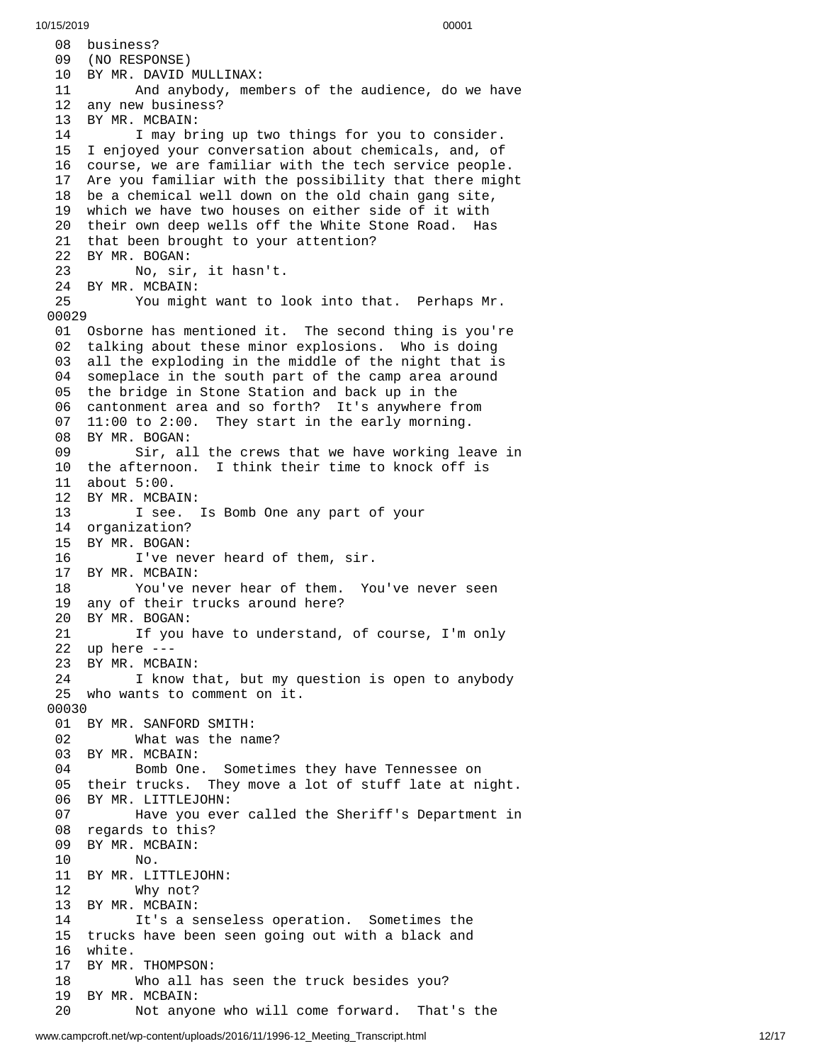08 business?
09 (NO RESPONSE)
10 BY MR. DAVID MULLINAX:
11 And anybody, members of the audience, do we have
12 any new business?
13 BY MR. MCBAIN:
14 I may bring up two things for you to consider.
15 I enjoyed your conversation about chemicals, and, of
16 course, we are familiar with the tech service people.
17 Are you familiar with the possibility that there might
18 be a chemical well down on the old chain gang site,
19 which we have two houses on either side of it with
20 their own deep wells off the White Stone Road. Has
21 that been brought to your attention?
22 BY MR. BOGAN:
23 No, sir, it hasn't.
24 BY MR. MCBAIN:
25 You might want to look into that. Perhaps Mr.
00029
01 Osborne has mentioned it. The second thing is you're
02 talking about these minor explosions. Who is doing
03 all the exploding in the middle of the night that is
04 someplace in the south part of the camp area around
05 the bridge in Stone Station and back up in the
06 cantonment area and so forth? It's anywhere from
07 11:00 to 2:00. They start in the early morning.
08 BY MR. BOGAN:
09 Sir, all the crews that we have working leave in
10 the afternoon. I think their time to knock off is
11 about 5:00.
12 BY MR. MCBAIN:
13 I see. Is Bomb One any part of your
14 organization?
15 BY MR. BOGAN:
16 I've never heard of them, sir.
17 BY MR. MCBAIN:
18 You've never hear of them. You've never seen
19 any of their trucks around here?
20 BY MR. BOGAN:
21 If you have to understand, of course, I'm only
22 up here ---
23 BY MR. MCBAIN:
24 I know that, but my question is open to anybody
25 who wants to comment on it.
00030
01 BY MR. SANFORD SMITH:
02 What was the name?
03 BY MR. MCBAIN:
04 Bomb One. Sometimes they have Tennessee on
05 their trucks. They move a lot of stuff late at night.
06 BY MR. LITTLEJOHN:
07 Have you ever called the Sheriff's Department in
08 regards to this?
09 BY MR. MCBAIN:
10 No.
11 BY MR. LITTLEJOHN:
12 Why not?
13 BY MR. MCBAIN:
14 It's a senseless operation. Sometimes the
15 trucks have been seen going out with a black and
16 white.
17 BY MR. THOMPSON:
18 Who all has seen the truck besides you?
19 BY MR. MCBAIN:
20 Not anyone who will come forward. That's the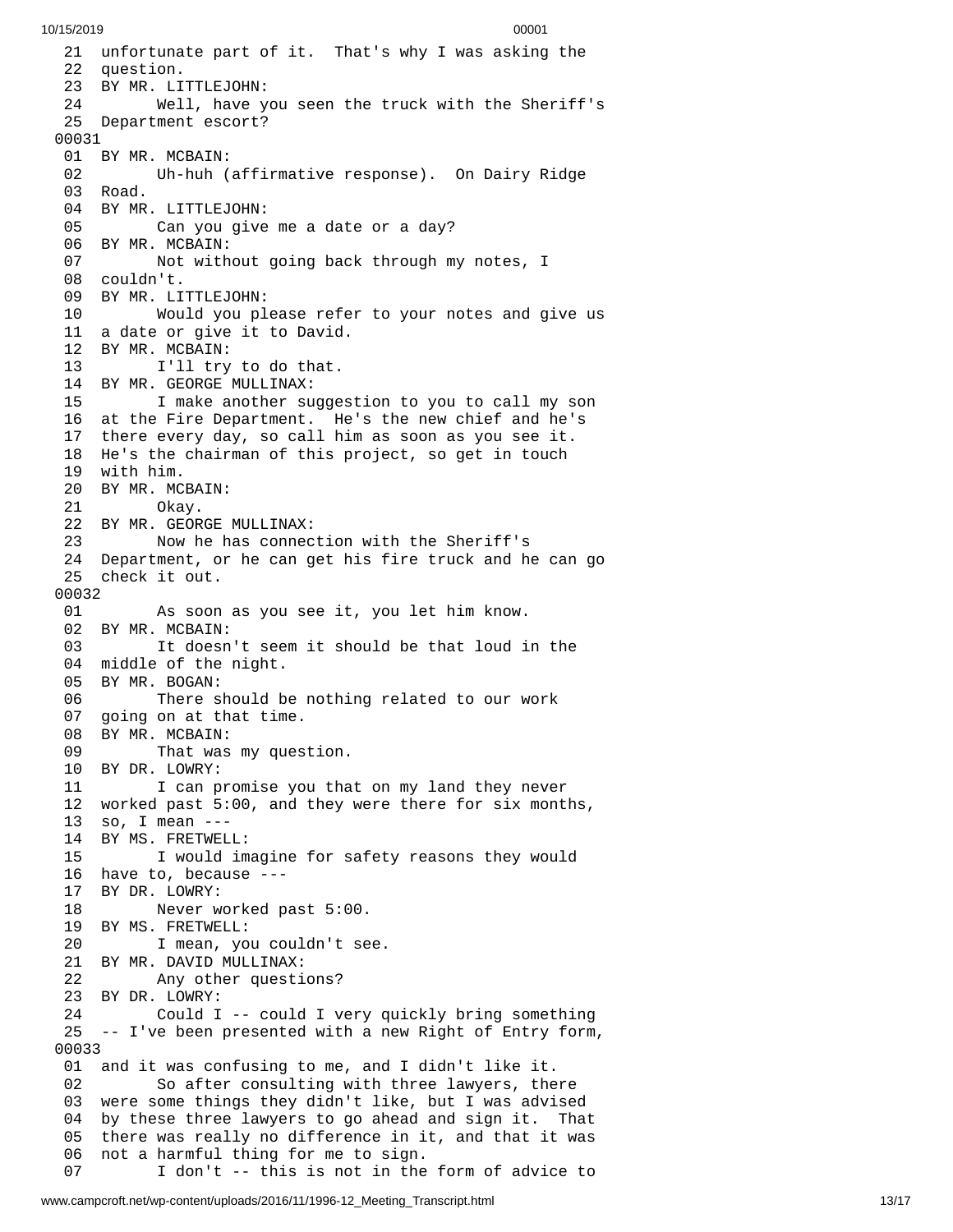21 unfortunate part of it. That's why I was asking the
22 question.
23 BY MR. LITTLEJOHN:
24 Well, have you seen the truck with the Sheriff's
25 Department escort?

00031

01 BY MR. MCBAIN:
02 Uh-huh (affirmative response). On Dairy Ridge
03 Road.
04 BY MR. LITTLEJOHN:
05 Can you give me a date or a day?
06 BY MR. MCBAIN:
07 Not without going back through my notes, I
08 couldn't.
09 BY MR. LITTLEJOHN:
10 Would you please refer to your notes and give us
11 a date or give it to David.
12 BY MR. MCBAIN:
13 I'll try to do that.
14 BY MR. GEORGE MULLINAX:
15 I make another suggestion to you to call my son
16 at the Fire Department. He's the new chief and he's
17 there every day, so call him as soon as you see it.
18 He's the chairman of this project, so get in touch
19 with him.
20 BY MR. MCBAIN:
21 Okay.
22 BY MR. GEORGE MULLINAX:
23 Now he has connection with the Sheriff's
24 Department, or he can get his fire truck and he can go
25 check it out.

00032

01 As soon as you see it, you let him know.
02 BY MR. MCBAIN:
03 It doesn't seem it should be that loud in the
04 middle of the night.
05 BY MR. BOGAN:
06 There should be nothing related to our work
07 going on at that time.
08 BY MR. MCBAIN:
09 That was my question.
10 BY DR. LOWRY:
11 I can promise you that on my land they never
12 worked past 5:00, and they were there for six months,
13 so, I mean ---
14 BY MS. FRETWELL:
15 I would imagine for safety reasons they would
16 have to, because ---
17 BY DR. LOWRY:
18 Never worked past 5:00.
19 BY MS. FRETWELL:
20 I mean, you couldn't see.
21 BY MR. DAVID MULLINAX:
22 Any other questions?
23 BY DR. LOWRY:
24 Could I -- could I very quickly bring something
25 -- I've been presented with a new Right of Entry form,

00033

01 and it was confusing to me, and I didn't like it.
02 So after consulting with three lawyers, there
03 were some things they didn't like, but I was advised
04 by these three lawyers to go ahead and sign it. That
05 there was really no difference in it, and that it was
06 not a harmful thing for me to sign.
07 I don't -- this is not in the form of advice to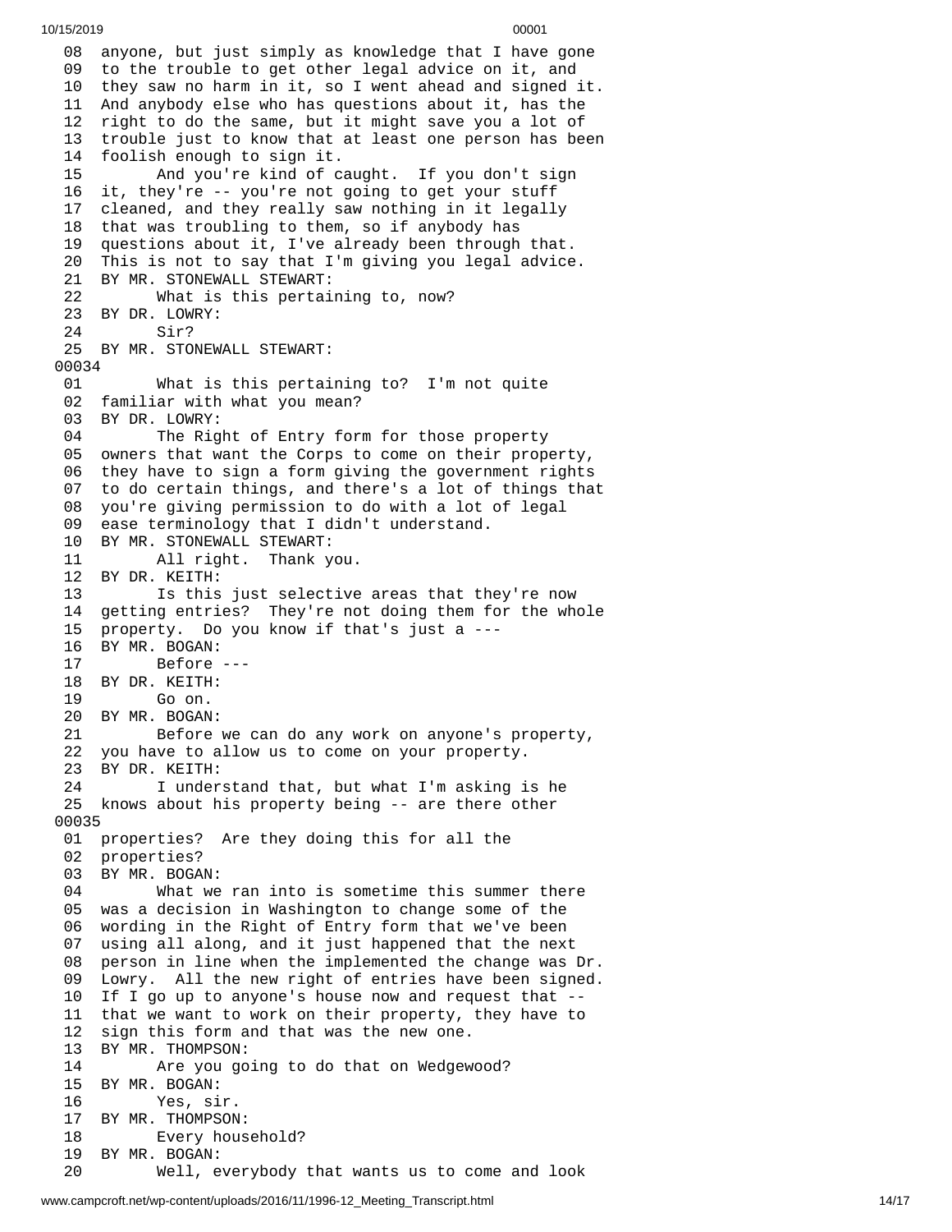```
 08  anyone, but just simply as knowledge that I have gone
 09  to the trouble to get other legal advice on it, and
 10  they saw no harm in it, so I went ahead and signed it.
 11  And anybody else who has questions about it, has the
 12  right to do the same, but it might save you a lot of
 13  trouble just to know that at least one person has been
 14  foolish enough to sign it.
 15        And you're kind of caught.  If you don't sign
 16  it, they're -- you're not going to get your stuff
 17  cleaned, and they really saw nothing in it legally
 18  that was troubling to them, so if anybody has
 19  questions about it, I've already been through that.
 20  This is not to say that I'm giving you legal advice.
 21  BY MR. STONEWALL STEWART:
 22        What is this pertaining to, now?
 23  BY DR. LOWRY:
 24        Sir?
 25  BY MR. STONEWALL STEWART:
00034
 01        What is this pertaining to?  I'm not quite
 02  familiar with what you mean?
 03  BY DR. LOWRY:
 04        The Right of Entry form for those property
 05  owners that want the Corps to come on their property,
 06  they have to sign a form giving the government rights
 07  to do certain things, and there's a lot of things that
 08  you're giving permission to do with a lot of legal
 09  ease terminology that I didn't understand.
 10  BY MR. STONEWALL STEWART:
 11        All right.  Thank you.
 12  BY DR. KEITH:
 13        Is this just selective areas that they're now
 14  getting entries?  They're not doing them for the whole
 15  property.  Do you know if that's just a ---
 16  BY MR. BOGAN:
 17        Before ---
 18  BY DR. KEITH:
 19        Go on.
 20  BY MR. BOGAN:
 21        Before we can do any work on anyone's property,
 22  you have to allow us to come on your property.
 23  BY DR. KEITH:
 24        I understand that, but what I'm asking is he
 25  knows about his property being -- are there other
00035
 01  properties?  Are they doing this for all the
 02  properties?
 03  BY MR. BOGAN:
 04        What we ran into is sometime this summer there
 05  was a decision in Washington to change some of the
 06  wording in the Right of Entry form that we've been
 07  using all along, and it just happened that the next
 08  person in line when the implemented the change was Dr.
 09  Lowry.  All the new right of entries have been signed.
 10  If I go up to anyone's house now and request that --
 11  that we want to work on their property, they have to
 12  sign this form and that was the new one.
 13  BY MR. THOMPSON:
 14        Are you going to do that on Wedgewood?
 15  BY MR. BOGAN:
 16        Yes, sir.
 17  BY MR. THOMPSON:
 18        Every household?
 19  BY MR. BOGAN:
 20        Well, everybody that wants us to come and look
```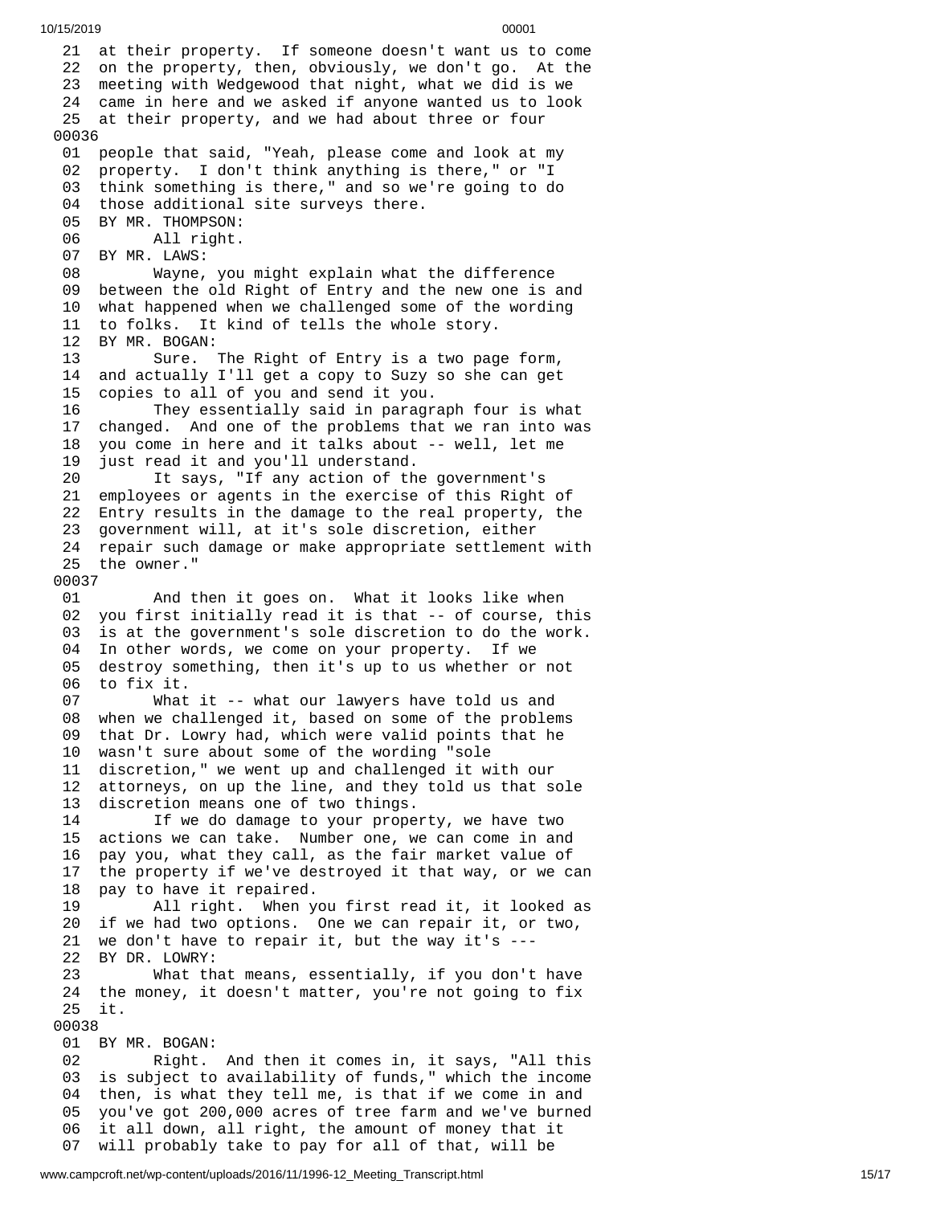21 at their property. If someone doesn't want us to come
22 on the property, then, obviously, we don't go. At the
23 meeting with Wedgewood that night, what we did is we
24 came in here and we asked if anyone wanted us to look
25 at their property, and we had about three or four

00036

01 people that said, "Yeah, please come and look at my
02 property. I don't think anything is there," or "I
03 think something is there," and so we're going to do
04 those additional site surveys there.
05 BY MR. THOMPSON:
06 All right.
07 BY MR. LAWS:
08 Wayne, you might explain what the difference
09 between the old Right of Entry and the new one is and
10 what happened when we challenged some of the wording
11 to folks. It kind of tells the whole story.
12 BY MR. BOGAN:
13 Sure. The Right of Entry is a two page form,
14 and actually I'll get a copy to Suzy so she can get
15 copies to all of you and send it you.
16 They essentially said in paragraph four is what
17 changed. And one of the problems that we ran into was
18 you come in here and it talks about -- well, let me
19 just read it and you'll understand.
20 It says, "If any action of the government's
21 employees or agents in the exercise of this Right of
22 Entry results in the damage to the real property, the
23 government will, at it's sole discretion, either
24 repair such damage or make appropriate settlement with
25 the owner."

00037

01 And then it goes on. What it looks like when
02 you first initially read it is that -- of course, this
03 is at the government's sole discretion to do the work.
04 In other words, we come on your property. If we
05 destroy something, then it's up to us whether or not
06 to fix it.
07 What it -- what our lawyers have told us and
08 when we challenged it, based on some of the problems
09 that Dr. Lowry had, which were valid points that he
10 wasn't sure about some of the wording "sole
11 discretion," we went up and challenged it with our
12 attorneys, on up the line, and they told us that sole
13 discretion means one of two things.
14 If we do damage to your property, we have two
15 actions we can take. Number one, we can come in and
16 pay you, what they call, as the fair market value of
17 the property if we've destroyed it that way, or we can
18 pay to have it repaired.
19 All right. When you first read it, it looked as
20 if we had two options. One we can repair it, or two,
21 we don't have to repair it, but the way it's ---
22 BY DR. LOWRY:
23 What that means, essentially, if you don't have
24 the money, it doesn't matter, you're not going to fix
25 it.

00038

01 BY MR. BOGAN:
02 Right. And then it comes in, it says, "All this
03 is subject to availability of funds," which the income
04 then, is what they tell me, is that if we come in and
05 you've got 200,000 acres of tree farm and we've burned
06 it all down, all right, the amount of money that it
07 will probably take to pay for all of that, will be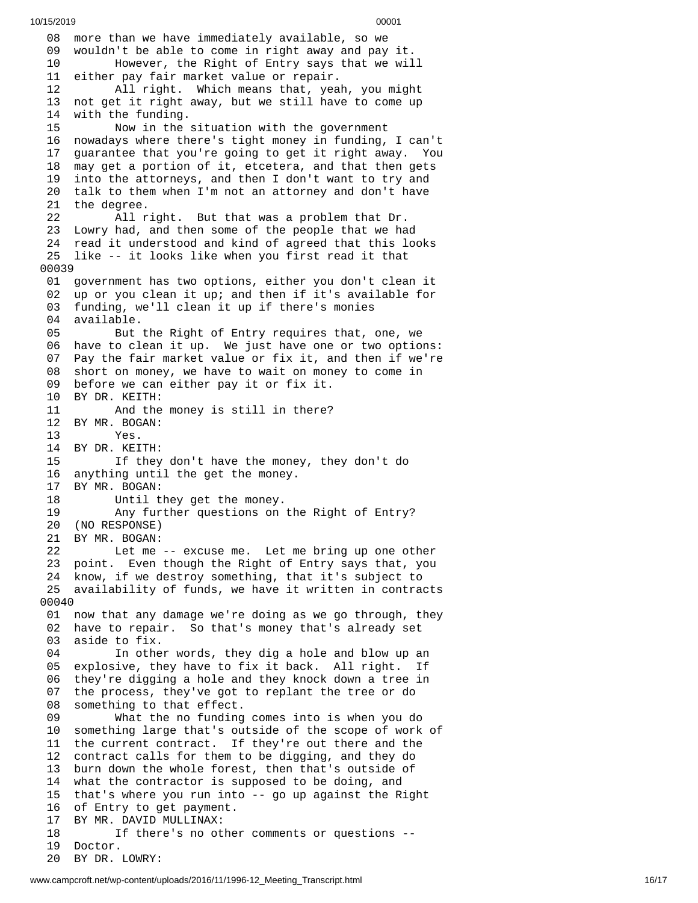```
 08  more than we have immediately available, so we
 09  wouldn't be able to come in right away and pay it.
 10        However, the Right of Entry says that we will
 11  either pay fair market value or repair.
 12        All right.  Which means that, yeah, you might
 13  not get it right away, but we still have to come up
 14  with the funding.
 15        Now in the situation with the government
 16  nowadays where there's tight money in funding, I can't
 17  guarantee that you're going to get it right away.  You
 18  may get a portion of it, etcetera, and that then gets
 19  into the attorneys, and then I don't want to try and
 20  talk to them when I'm not an attorney and don't have
 21  the degree.
 22        All right.  But that was a problem that Dr.
 23  Lowry had, and then some of the people that we had
 24  read it understood and kind of agreed that this looks
 25  like -- it looks like when you first read it that
00039
 01  government has two options, either you don't clean it
 02  up or you clean it up; and then if it's available for
 03  funding, we'll clean it up if there's monies
 04  available.
 05        But the Right of Entry requires that, one, we
 06  have to clean it up.  We just have one or two options:
 07  Pay the fair market value or fix it, and then if we're
 08  short on money, we have to wait on money to come in
 09  before we can either pay it or fix it.
 10  BY DR. KEITH:
 11        And the money is still in there?
 12  BY MR. BOGAN:
 13        Yes.
 14  BY DR. KEITH:
 15        If they don't have the money, they don't do
 16  anything until the get the money.
 17  BY MR. BOGAN:
 18        Until they get the money.
 19        Any further questions on the Right of Entry?
 20  (NO RESPONSE)
 21  BY MR. BOGAN:
 22        Let me -- excuse me.  Let me bring up one other
 23  point.  Even though the Right of Entry says that, you
 24  know, if we destroy something, that it's subject to
 25  availability of funds, we have it written in contracts
00040
 01  now that any damage we're doing as we go through, they
 02  have to repair.  So that's money that's already set
 03  aside to fix.
 04        In other words, they dig a hole and blow up an
 05  explosive, they have to fix it back.  All right.  If
 06  they're digging a hole and they knock down a tree in
 07  the process, they've got to replant the tree or do
 08  something to that effect.
 09        What the no funding comes into is when you do
 10  something large that's outside of the scope of work of
 11  the current contract.  If they're out there and the
 12  contract calls for them to be digging, and they do
 13  burn down the whole forest, then that's outside of
 14  what the contractor is supposed to be doing, and
 15  that's where you run into -- go up against the Right
 16  of Entry to get payment.
 17  BY MR. DAVID MULLINAX:
 18        If there's no other comments or questions --
 19  Doctor.
 20  BY DR. LOWRY:
```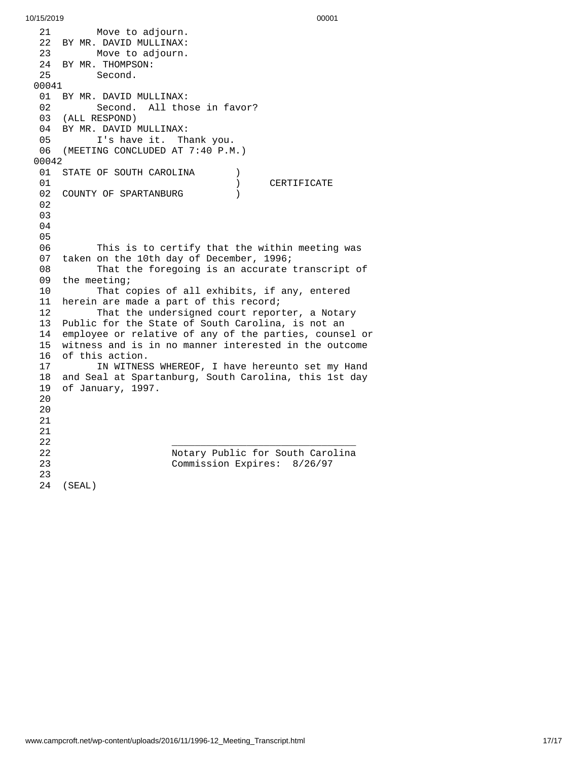```
 21        Move to adjourn.
 22  BY MR. DAVID MULLINAX:
 23        Move to adjourn.
 24  BY MR. THOMPSON:
 25        Second.
00041
 01  BY MR. DAVID MULLINAX:
 02        Second.  All those in favor?
 03  (ALL RESPOND)
 04  BY MR. DAVID MULLINAX:
 05        I's have it.  Thank you.
 06  (MEETING CONCLUDED AT 7:40 P.M.)
00042
 01  STATE OF SOUTH CAROLINA       )
 01                                )     CERTIFICATE
 02  COUNTY OF SPARTANBURG         )
 02
 03
 04
 05
 06        This is to certify that the within meeting was
 07  taken on the 10th day of December, 1996;
 08        That the foregoing is an accurate transcript of
 09  the meeting;
 10        That copies of all exhibits, if any, entered
 11  herein are made a part of this record;
 12        That the undersigned court reporter, a Notary
 13  Public for the State of South Carolina, is not an
 14  employee or relative of any of the parties, counsel or
 15  witness and is in no manner interested in the outcome
 16  of this action.
 17        IN WITNESS WHEREOF, I have hereunto set my Hand
 18  and Seal at Spartanburg, South Carolina, this 1st day
 19  of January, 1997.
 20
 20
 21
 21
 22                    ________________________________
 22                    Notary Public for South Carolina
 23                    Commission Expires:  8/26/97
 23
 24  (SEAL)
```